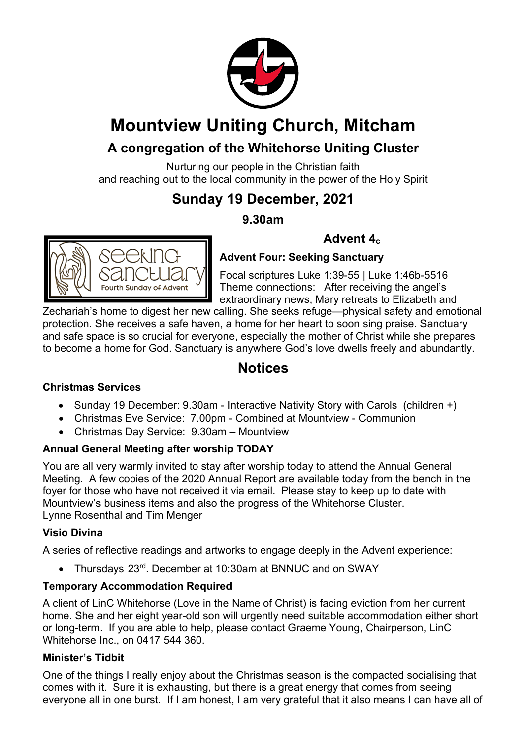# Mountview Uniting Church, Mitcham

## A congregation of the Whitehorse Uniting Cluster

Nurturing our people in the Christian faith
and reaching out to the local community in the power of the Holy Spirit

## Sunday 19 December, 2021

### 9.30am

### Advent $4_c$

**Advent Four: Seeking Sanctuary**

Focal scriptures Luke 1:39-55 | Luke 1:46b-5516
Theme connections: After receiving the angel's extraordinary news, Mary retreats to Elizabeth and Zechariah's home to digest her new calling. She seeks refuge—physical safety and emotional protection. She receives a safe haven, a home for her heart to soon sing praise. Sanctuary and safe space is so crucial for everyone, especially the mother of Christ while she prepares to become a home for God. Sanctuary is anywhere God's love dwells freely and abundantly.

## Notices

**Christmas Services**

- Sunday 19 December: 9.30am - Interactive Nativity Story with Carols (children +)
- Christmas Eve Service: 7.00pm - Combined at Mountview - Communion
- Christmas Day Service: 9.30am – Mountview

**Annual General Meeting after worship TODAY**

You are all very warmly invited to stay after worship today to attend the Annual General Meeting. A few copies of the 2020 Annual Report are available today from the bench in the foyer for those who have not received it via email. Please stay to keep up to date with Mountview's business items and also the progress of the Whitehorse Cluster.
Lynne Rosenthal and Tim Menger

**Visio Divina**

A series of reflective readings and artworks to engage deeply in the Advent experience:

- Thursdays 23rd. December at 10:30am at BNNUC and on SWAY

**Temporary Accommodation Required**

A client of LinC Whitehorse (Love in the Name of Christ) is facing eviction from her current home. She and her eight year-old son will urgently need suitable accommodation either short or long-term. If you are able to help, please contact Graeme Young, Chairperson, LinC Whitehorse Inc., on 0417 544 360.

**Minister's Tidbit**

One of the things I really enjoy about the Christmas season is the compacted socialising that comes with it. Sure it is exhausting, but there is a great energy that comes from seeing everyone all in one burst. If I am honest, I am very grateful that it also means I can have all of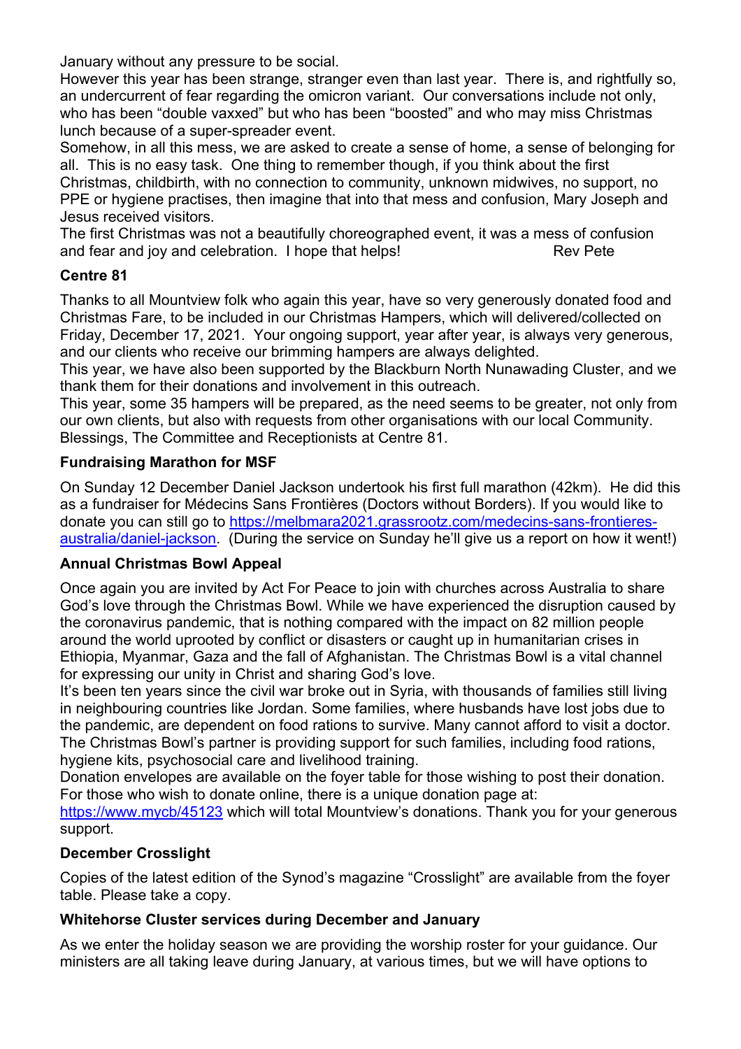January without any pressure to be social.

However this year has been strange, stranger even than last year. There is, and rightfully so, an undercurrent of fear regarding the omicron variant. Our conversations include not only, who has been "double vaxxed" but who has been "boosted" and who may miss Christmas lunch because of a super-spreader event.

Somehow, in all this mess, we are asked to create a sense of home, a sense of belonging for all. This is no easy task. One thing to remember though, if you think about the first Christmas, childbirth, with no connection to community, unknown midwives, no support, no PPE or hygiene practises, then imagine that into that mess and confusion, Mary Joseph and Jesus received visitors.

The first Christmas was not a beautifully choreographed event, it was a mess of confusion and fear and joy and celebration. I hope that helps! Rev Pete

### Centre 81

Thanks to all Mountview folk who again this year, have so very generously donated food and Christmas Fare, to be included in our Christmas Hampers, which will delivered/collected on Friday, December 17, 2021. Your ongoing support, year after year, is always very generous, and our clients who receive our brimming hampers are always delighted.

This year, we have also been supported by the Blackburn North Nunawading Cluster, and we thank them for their donations and involvement in this outreach.

This year, some 35 hampers will be prepared, as the need seems to be greater, not only from our own clients, but also with requests from other organisations with our local Community.

Blessings, The Committee and Receptionists at Centre 81.

### Fundraising Marathon for MSF

On Sunday 12 December Daniel Jackson undertook his first full marathon (42km). He did this as a fundraiser for Médecins Sans Frontières (Doctors without Borders). If you would like to donate you can still go to https://melbmara2021.grassrootz.com/medecins-sans-frontieres-australia/daniel-jackson. (During the service on Sunday he'll give us a report on how it went!)

### Annual Christmas Bowl Appeal

Once again you are invited by Act For Peace to join with churches across Australia to share God's love through the Christmas Bowl. While we have experienced the disruption caused by the coronavirus pandemic, that is nothing compared with the impact on 82 million people around the world uprooted by conflict or disasters or caught up in humanitarian crises in Ethiopia, Myanmar, Gaza and the fall of Afghanistan. The Christmas Bowl is a vital channel for expressing our unity in Christ and sharing God's love.

It's been ten years since the civil war broke out in Syria, with thousands of families still living in neighbouring countries like Jordan. Some families, where husbands have lost jobs due to the pandemic, are dependent on food rations to survive. Many cannot afford to visit a doctor. The Christmas Bowl's partner is providing support for such families, including food rations, hygiene kits, psychosocial care and livelihood training.

Donation envelopes are available on the foyer table for those wishing to post their donation. For those who wish to donate online, there is a unique donation page at: https://www.mycb/45123 which will total Mountview's donations. Thank you for your generous support.

### December Crosslight

Copies of the latest edition of the Synod's magazine "Crosslight" are available from the foyer table. Please take a copy.

### Whitehorse Cluster services during December and January

As we enter the holiday season we are providing the worship roster for your guidance. Our ministers are all taking leave during January, at various times, but we will have options to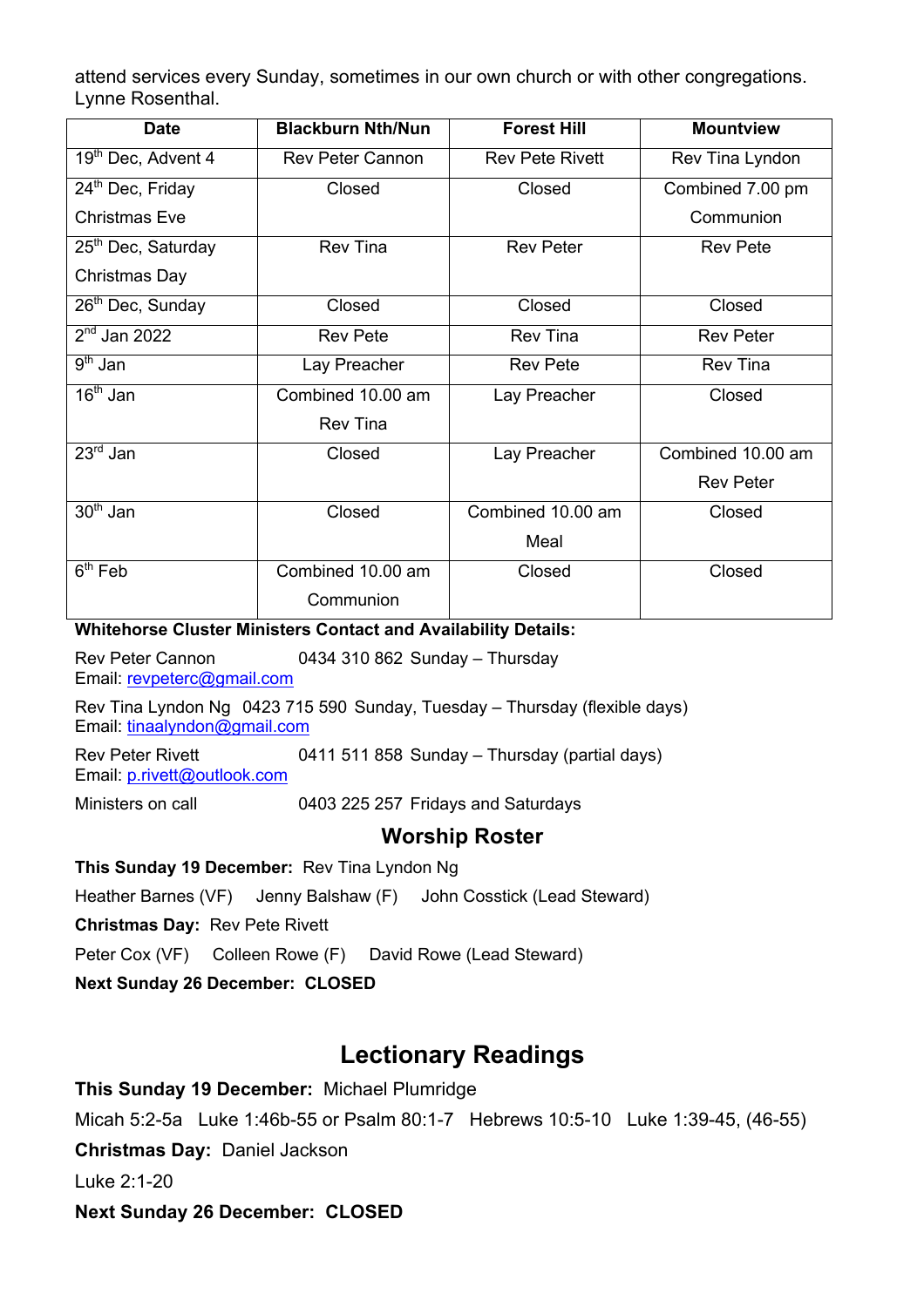attend services every Sunday, sometimes in our own church or with other congregations. Lynne Rosenthal.

| Date | Blackburn Nth/Nun | Forest Hill | Mountview |
|---|---|---|---|
| 19th Dec, Advent 4 | Rev Peter Cannon | Rev Pete Rivett | Rev Tina Lyndon |
| 24th Dec, Friday Christmas Eve | Closed | Closed | Combined 7.00 pm Communion |
| 25th Dec, Saturday Christmas Day | Rev Tina | Rev Peter | Rev Pete |
| 26th Dec, Sunday | Closed | Closed | Closed |
| 2nd Jan 2022 | Rev Pete | Rev Tina | Rev Peter |
| 9th Jan | Lay Preacher | Rev Pete | Rev Tina |
| 16th Jan | Combined 10.00 am Rev Tina | Lay Preacher | Closed |
| 23rd Jan | Closed | Lay Preacher | Combined 10.00 am Rev Peter |
| 30th Jan | Closed | Combined 10.00 am Meal | Closed |
| 6th Feb | Combined 10.00 am Communion | Closed | Closed |

**Whitehorse Cluster Ministers Contact and Availability Details:**

Rev Peter Cannon 0434 310 862 Sunday – Thursday
Email: revpeterc@gmail.com

Rev Tina Lyndon Ng 0423 715 590 Sunday, Tuesday – Thursday (flexible days)
Email: tinaalyndon@gmail.com

Rev Peter Rivett 0411 511 858 Sunday – Thursday (partial days)
Email: p.rivett@outlook.com

Ministers on call 0403 225 257 Fridays and Saturdays

## Worship Roster

**This Sunday 19 December:** Rev Tina Lyndon Ng

Heather Barnes (VF) Jenny Balshaw (F) John Cosstick (Lead Steward)

**Christmas Day:** Rev Pete Rivett

Peter Cox (VF) Colleen Rowe (F) David Rowe (Lead Steward)

**Next Sunday 26 December: CLOSED**

## Lectionary Readings

**This Sunday 19 December:** Michael Plumridge

Micah 5:2-5a Luke 1:46b-55 or Psalm 80:1-7 Hebrews 10:5-10 Luke 1:39-45, (46-55)

**Christmas Day:** Daniel Jackson

Luke 2:1-20

**Next Sunday 26 December: CLOSED**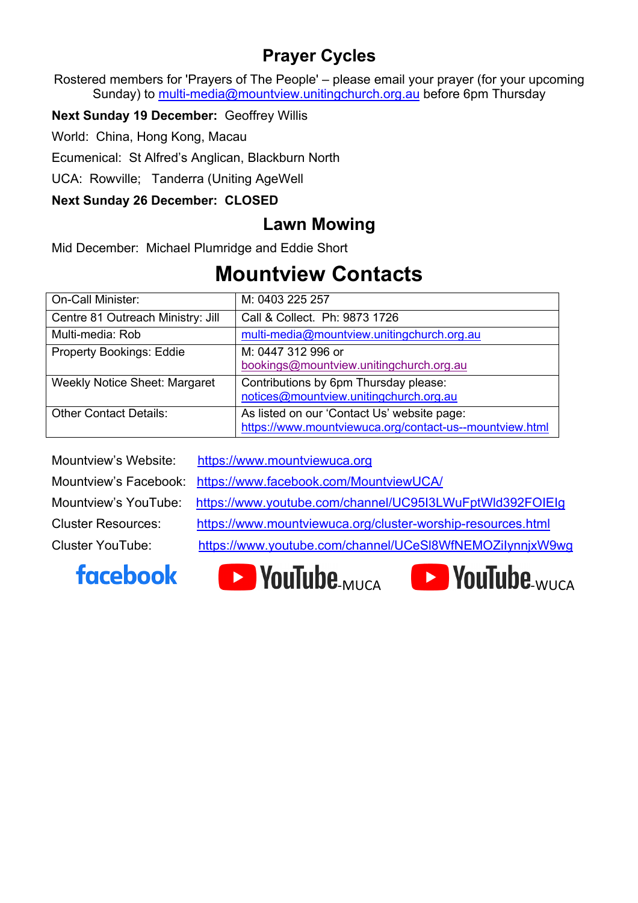## Prayer Cycles

Rostered members for 'Prayers of The People' – please email your prayer (for your upcoming Sunday) to multi-media@mountview.unitingchurch.org.au before 6pm Thursday

**Next Sunday 19 December:** Geoffrey Willis

World: China, Hong Kong, Macau

Ecumenical: St Alfred's Anglican, Blackburn North

UCA: Rowville; Tanderra (Uniting AgeWell

**Next Sunday 26 December: CLOSED**

## Lawn Mowing

Mid December: Michael Plumridge and Eddie Short

# Mountview Contacts

| | |
|---|---|
| On-Call Minister: | M: 0403 225 257 |
| Centre 81 Outreach Ministry: Jill | Call & Collect. Ph: 9873 1726 |
| Multi-media: Rob | multi-media@mountview.unitingchurch.org.au |
| Property Bookings: Eddie | M: 0447 312 996 or bookings@mountview.unitingchurch.org.au |
| Weekly Notice Sheet: Margaret | Contributions by 6pm Thursday please: notices@mountview.unitingchurch.org.au |
| Other Contact Details: | As listed on our 'Contact Us' website page: https://www.mountviewuca.org/contact-us--mountview.html |

Mountview's Website: https://www.mountviewuca.org

Mountview's Facebook: https://www.facebook.com/MountviewUCA/

Mountview's YouTube: https://www.youtube.com/channel/UC95I3LWuFptWld392FOIEIg

Cluster Resources: https://www.mountviewuca.org/cluster-worship-resources.html

Cluster YouTube: https://www.youtube.com/channel/UCeSl8WfNEMOZilynnjxW9wg

facebook YouTube-MUCA YouTube-WUCA